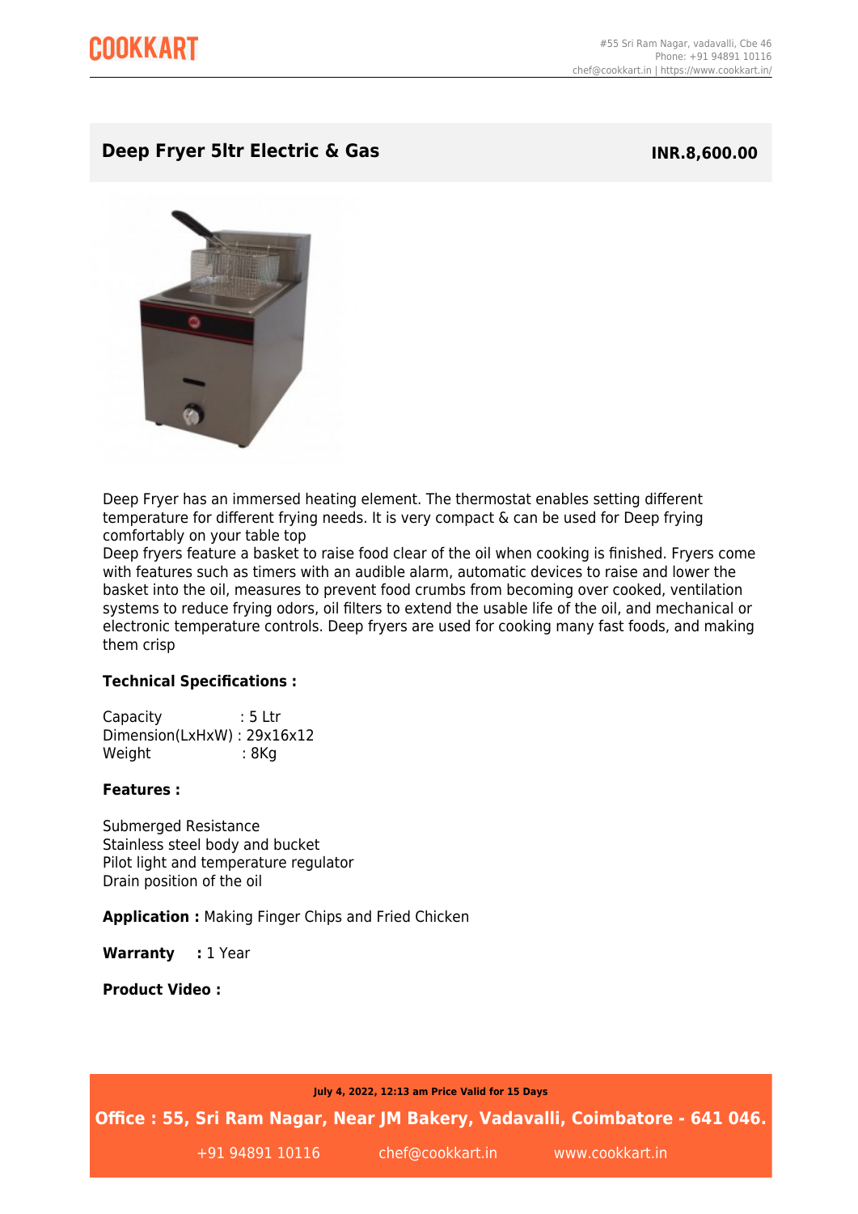COOKKART

#55 Sri Ram Nagar, vadavalli, Cbe 46
Phone: +91 94891 10116
chef@cookkart.in | https://www.cookkart.in/

## Deep Fryer 5ltr Electric & Gas

**INR.8,600.00**

Deep Fryer has an immersed heating element. The thermostat enables setting different temperature for different frying needs. It is very compact & can be used for Deep frying comfortably on your table top

Deep fryers feature a basket to raise food clear of the oil when cooking is finished. Fryers come with features such as timers with an audible alarm, automatic devices to raise and lower the basket into the oil, measures to prevent food crumbs from becoming over cooked, ventilation systems to reduce frying odors, oil filters to extend the usable life of the oil, and mechanical or electronic temperature controls. Deep fryers are used for cooking many fast foods, and making them crisp

**Technical Specifications :**

Capacity : 5 Ltr
Dimension(LxHxW) : 29x16x12
Weight : 8Kg

**Features :**

Submerged Resistance
Stainless steel body and bucket
Pilot light and temperature regulator
Drain position of the oil

**Application :** Making Finger Chips and Fried Chicken

**Warranty :** 1 Year

**Product Video :**

**July 4, 2022, 12:13 am Price Valid for 15 Days**

**Office : 55, Sri Ram Nagar, Near JM Bakery, Vadavalli, Coimbatore - 641 046.**

+91 94891 10116 chef@cookkart.in www.cookkart.in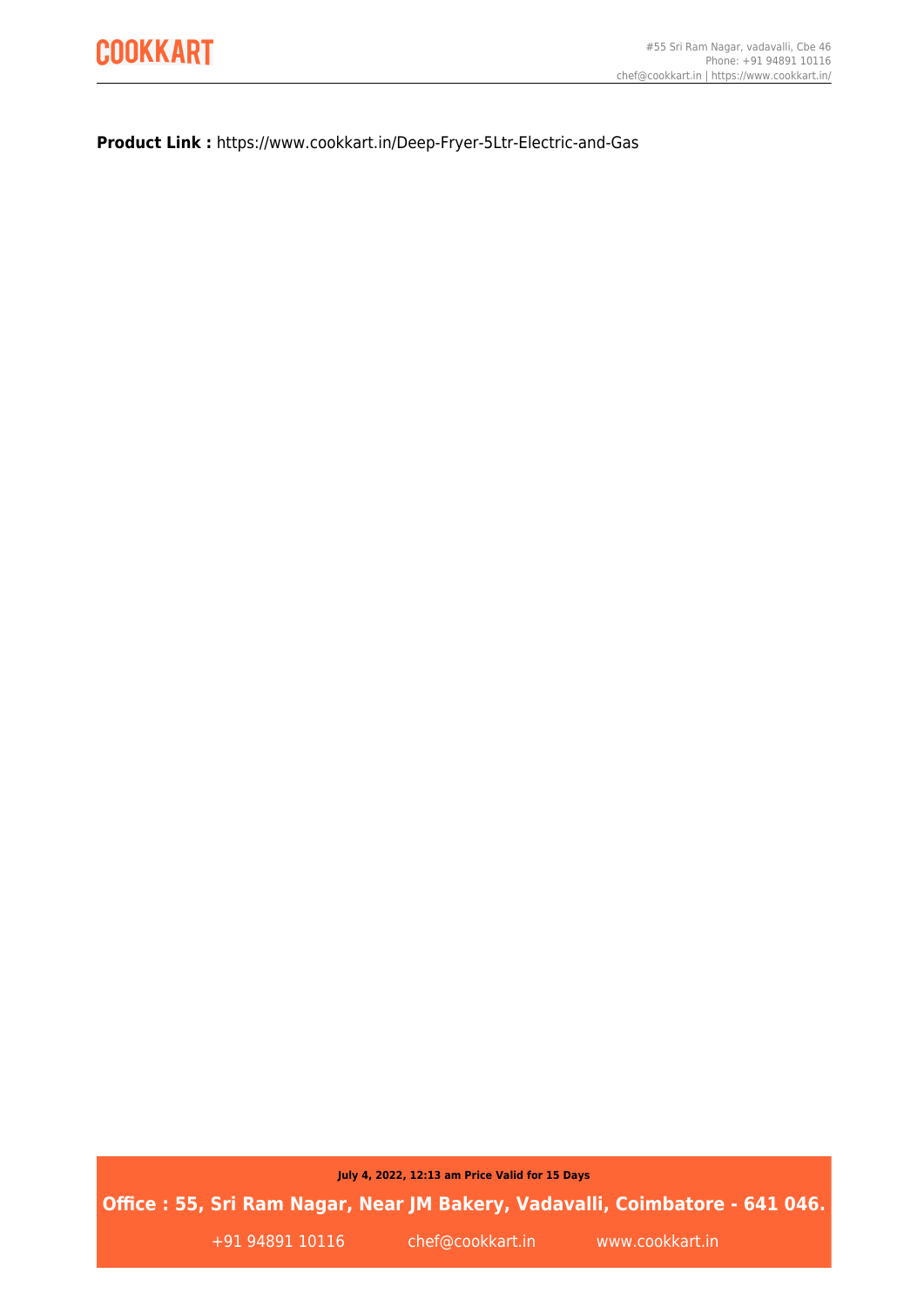**Product Link :** https://www.cookkart.in/Deep-Fryer-5Ltr-Electric-and-Gas